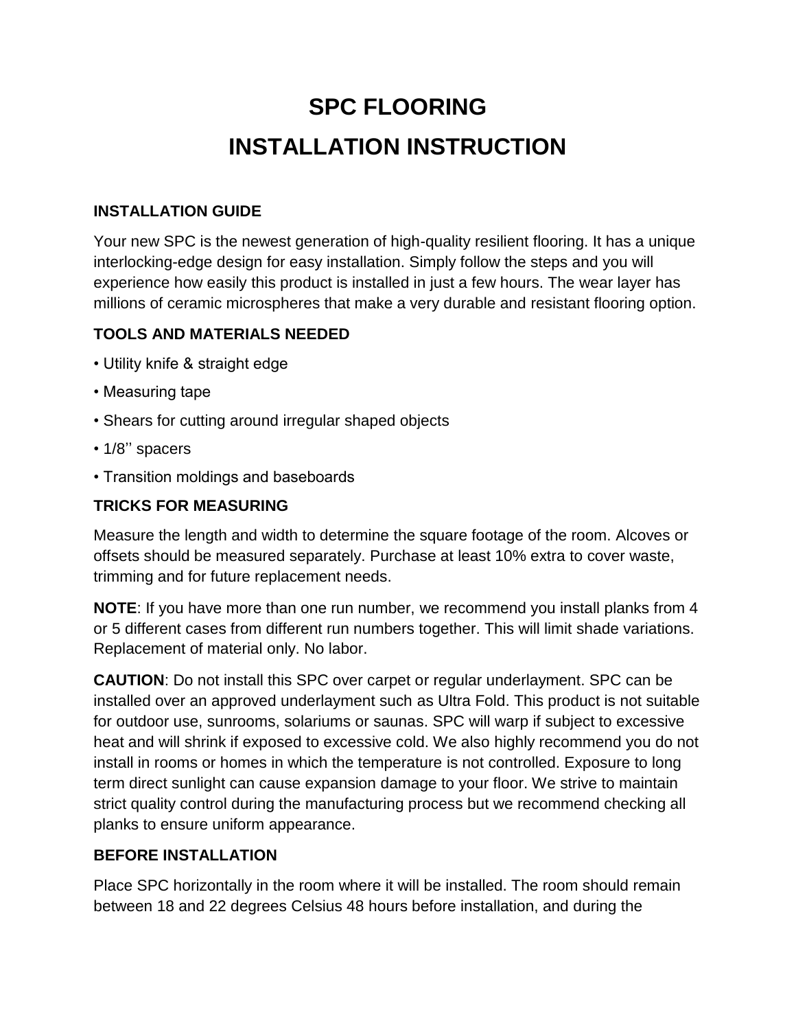# SPC FLOORING

# INSTALLATION INSTRUCTION

### INSTALLATION GUIDE

Your new SPC is the newest generation of high-quality resilient flooring. It has a unique interlocking-edge design for easy installation. Simply follow the steps and you will experience how easily this product is installed in just a few hours. The wear layer has millions of ceramic microspheres that make a very durable and resistant flooring option.

### TOOLS AND MATERIALS NEEDED

- Utility knife & straight edge
- Measuring tape
- Shears for cutting around irregular shaped objects
- 1/8'' spacers
- Transition moldings and baseboards

### TRICKS FOR MEASURING

Measure the length and width to determine the square footage of the room. Alcoves or offsets should be measured separately. Purchase at least 10% extra to cover waste, trimming and for future replacement needs.

**NOTE**: If you have more than one run number, we recommend you install planks from 4 or 5 different cases from different run numbers together. This will limit shade variations. Replacement of material only. No labor.

**CAUTION**: Do not install this SPC over carpet or regular underlayment. SPC can be installed over an approved underlayment such as Ultra Fold. This product is not suitable for outdoor use, sunrooms, solariums or saunas. SPC will warp if subject to excessive heat and will shrink if exposed to excessive cold. We also highly recommend you do not install in rooms or homes in which the temperature is not controlled. Exposure to long term direct sunlight can cause expansion damage to your floor. We strive to maintain strict quality control during the manufacturing process but we recommend checking all planks to ensure uniform appearance.

### BEFORE INSTALLATION

Place SPC horizontally in the room where it will be installed. The room should remain between 18 and 22 degrees Celsius 48 hours before installation, and during the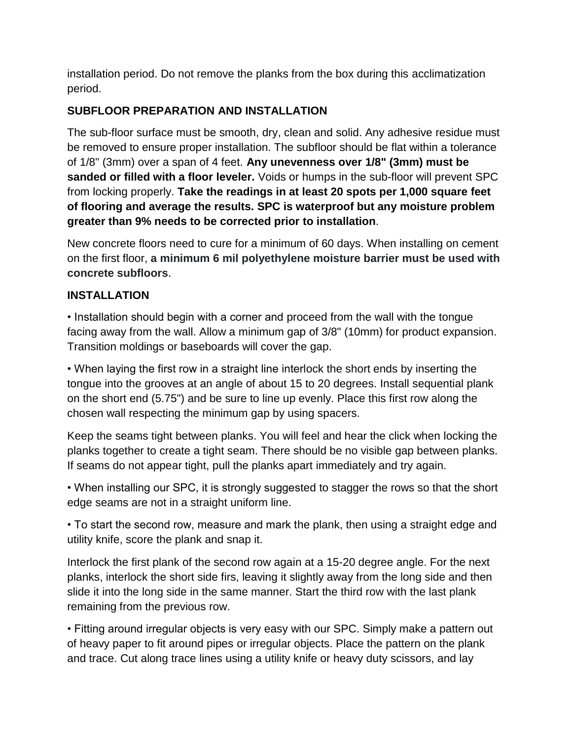installation period. Do not remove the planks from the box during this acclimatization period.

### SUBFLOOR PREPARATION AND INSTALLATION

The sub-floor surface must be smooth, dry, clean and solid. Any adhesive residue must be removed to ensure proper installation. The subfloor should be flat within a tolerance of 1/8" (3mm) over a span of 4 feet. **Any unevenness over 1/8" (3mm) must be sanded or filled with a floor leveler.** Voids or humps in the sub-floor will prevent SPC from locking properly. **Take the readings in at least 20 spots per 1,000 square feet of flooring and average the results. SPC is waterproof but any moisture problem greater than 9% needs to be corrected prior to installation**.

New concrete floors need to cure for a minimum of 60 days. When installing on cement on the first floor, **a minimum 6 mil polyethylene moisture barrier must be used with concrete subfloors**.

### INSTALLATION

• Installation should begin with a corner and proceed from the wall with the tongue facing away from the wall. Allow a minimum gap of 3/8" (10mm) for product expansion. Transition moldings or baseboards will cover the gap.

• When laying the first row in a straight line interlock the short ends by inserting the tongue into the grooves at an angle of about 15 to 20 degrees. Install sequential plank on the short end (5.75") and be sure to line up evenly. Place this first row along the chosen wall respecting the minimum gap by using spacers.

Keep the seams tight between planks. You will feel and hear the click when locking the planks together to create a tight seam. There should be no visible gap between planks. If seams do not appear tight, pull the planks apart immediately and try again.

• When installing our SPC, it is strongly suggested to stagger the rows so that the short edge seams are not in a straight uniform line.

• To start the second row, measure and mark the plank, then using a straight edge and utility knife, score the plank and snap it.

Interlock the first plank of the second row again at a 15-20 degree angle. For the next planks, interlock the short side firs, leaving it slightly away from the long side and then slide it into the long side in the same manner. Start the third row with the last plank remaining from the previous row.

• Fitting around irregular objects is very easy with our SPC. Simply make a pattern out of heavy paper to fit around pipes or irregular objects. Place the pattern on the plank and trace. Cut along trace lines using a utility knife or heavy duty scissors, and lay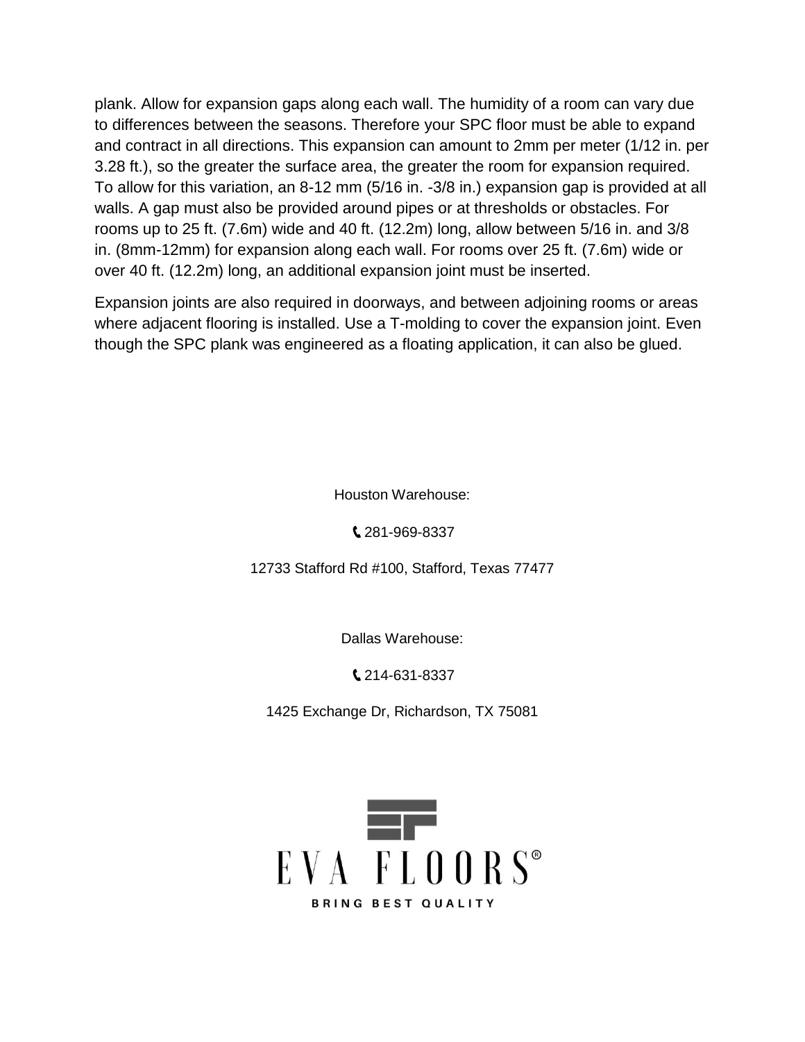plank. Allow for expansion gaps along each wall. The humidity of a room can vary due to differences between the seasons. Therefore your SPC floor must be able to expand and contract in all directions. This expansion can amount to 2mm per meter (1/12 in. per 3.28 ft.), so the greater the surface area, the greater the room for expansion required. To allow for this variation, an 8-12 mm (5/16 in. -3/8 in.) expansion gap is provided at all walls. A gap must also be provided around pipes or at thresholds or obstacles. For rooms up to 25 ft. (7.6m) wide and 40 ft. (12.2m) long, allow between 5/16 in. and 3/8 in. (8mm-12mm) for expansion along each wall. For rooms over 25 ft. (7.6m) wide or over 40 ft. (12.2m) long, an additional expansion joint must be inserted.

Expansion joints are also required in doorways, and between adjoining rooms or areas where adjacent flooring is installed. Use a T-molding to cover the expansion joint. Even though the SPC plank was engineered as a floating application, it can also be glued.

Houston Warehouse:

281-969-8337

12733 Stafford Rd #100, Stafford, Texas 77477

Dallas Warehouse:

214-631-8337

1425 Exchange Dr, Richardson, TX 75081

EVA FLOORS®

BRING BEST QUALITY